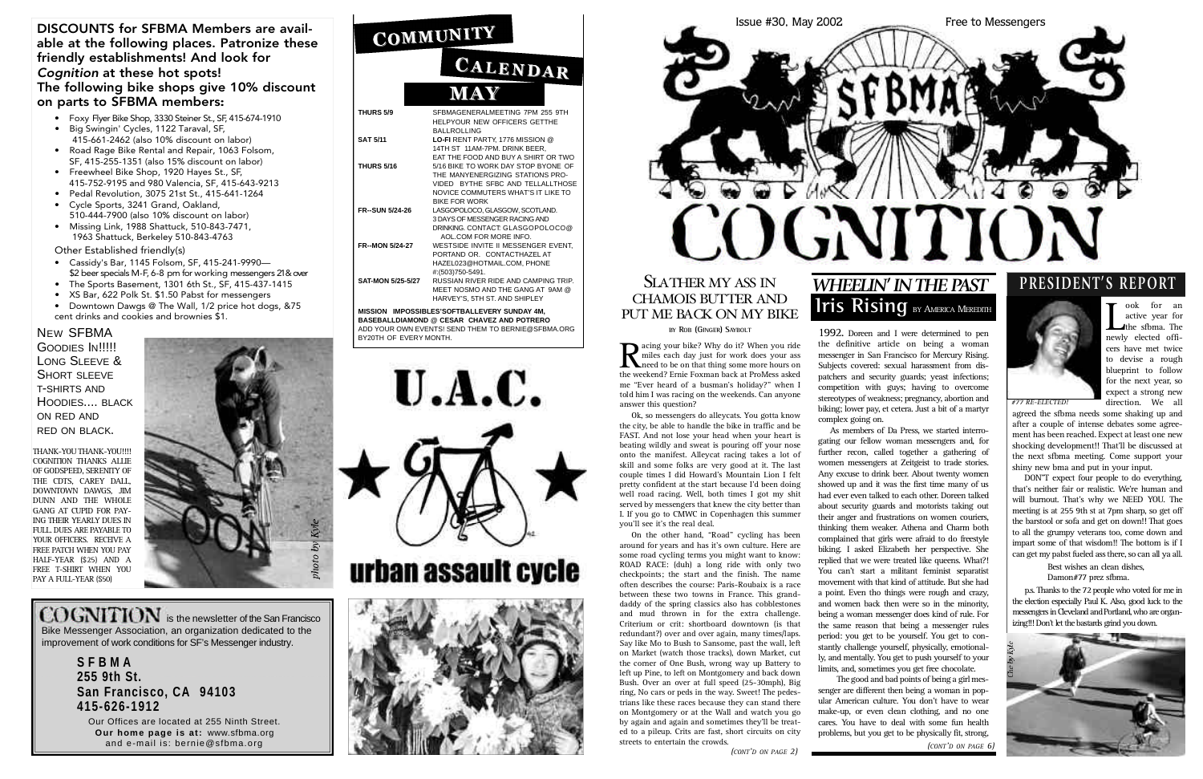**DISCOUNTS for SFBMA Members are available at the following places. Patronize these friendly establishments! And look for *Cognition* at these hot spots!**

**The following bike shops give 10% discount on parts to SFBMA members:**

- Foxy Flyer Bike Shop, 3330 Steiner St., SF, 415-674-1910
- Big Swingin' Cycles, 1122 Taraval, SF, 415-661-2462 (also 10% discount on labor)
- Road Rage Bike Rental and Repair, 1063 Folsom, SF, 415-255-1351 (also 15% discount on labor)
- Freewheel Bike Shop, 1920 Hayes St., SF, 415-752-9195 and 980 Valencia, SF, 415-643-9213
- Pedal Revolution, 3075 21st St., 415-641-1264
- Cycle Sports, 3241 Grand, Oakland, 510-444-7900 (also 10% discount on labor)
- Missing Link, 1988 Shattuck, 510-843-7471, 1963 Shattuck, Berkeley 510-843-4763

Other Established friendly(s)

- Cassidy's Bar, 1145 Folsom, SF, 415-241-9990—$2 beer specials M-F, 6-8 pm for working messengers 21& over
- The Sports Basement, 1301 6th St., SF, 415-437-1415
- XS Bar, 622 Polk St. $1.50 Pabst for messengers
- Downtown Dawgs @ The Wall, 1/2 price hot dogs, &75 cent drinks and cookies and brownies $1.

## New SFBMA Goodies In!!!!! Long Sleeve & Short sleeve T-shirts and Hoodies.... black on red and red on black.

THANK-YOU THANK-YOU!!!! COGNITION THANKS ALLIE OF GODSPEED, SERENITY OF THE CDTS, CAREY DALL, DOWNTOWN DAWGS, JIM DUNN AND THE WHOLE GANG AT CUPID FOR PAYING THEIR YEARLY DUES IN FULL. DUES ARE PAYABLE TO YOUR OFFICERS. RECEIVE A FREE PATCH WHEN YOU PAY HALF-YEAR ($25) AND A FREE T-SHIRT WHEN YOU PAY A FULL-YEAR ($50)

*photo by Kyle*

**COGNITION** is the newsletter of the San Francisco Bike Messenger Association, an organization dedicated to the improvement of work conditions for SF's Messenger industry.

**SFBMA**
**255 9th St.**
**San Francisco, CA 94103**
**415-626-1912**

Our Offices are located at 255 Ninth Street.
**Our home page is at:** www.sfbma.org
and e-mail is: bernie@sfbma.org

# Community Calendar

## MAY

| | |
|---|---|
| **THURS 5/9** | SFBMAGENERALMEETING 7PM 255 9TH HELPYOUR NEW OFFICERS GETTHE BALLROLLING |
| **SAT 5/11** | **LO-FI** RENT PARTY, 1776 MISSION @ 14TH ST 11AM-7PM. DRINK BEER, EAT THE FOOD AND BUY A SHIRT OR TWO |
| **THURS 5/16** | 5/16 BIKE TO WORK DAY STOP BYONE OF THE MANYENERGIZING STATIONS PROVIDED BYTHE SFBC AND TELLALLTHOSE NOVICE COMMUTERS WHAT'S IT LIKE TO BIKE FOR WORK |
| **FR--SUN 5/24-26** | LASGOPOLOCO, GLASGOW, SCOTLAND. 3 DAYS OF MESSENGER RACING AND DRINKING. CONTACT: GLASGOPOLOCO@ AOL.COM FOR MORE INFO. |
| **FR--MON 5/24-27** | WESTSIDE INVITE II MESSENGER EVENT, PORTAND OR. CONTACTHAZEL AT HAZEL023@HOTMAIL.COM, PHONE #:(503)750-5491. |
| **SAT-MON 5/25-5/27** | RUSSIAN RIVER RIDE AND CAMPING TRIP. MEET NOSMO AND THE GANG AT 9AM @ HARVEY'S, 5TH ST. AND SHIPLEY |

**MISSION IMPOSSIBLES'SOFTBALLEVERY SUNDAY 4M, BASEBALLDIAMOND @ CESAR CHAVEZ AND POTRERO**
ADD YOUR OWN EVENTS! SEND THEM TO BERNIE@SFBMA.ORG BY20TH OF EVERY MONTH.

U.A.C.
urban assault cycle

Issue #30, May 2002 — Free to Messengers

# COGNITION

## Slather my ass in chamois butter and put me back on my bike

BY ROB (GINGER) SAYBOLT

Racing your bike? Why do it? When you ride miles each day just for work does your ass need to be on that thing some more hours on the weekend? Ernie Foxman back at ProMess asked me "Ever heard of a busman's holiday?" when I told him I was racing on the weekends. Can anyone answer this question?

Ok, so messengers do alleycats. You gotta know the city, be able to handle the bike in traffic and be FAST. And not lose your head when your heart is beating wildly and sweat is pouring off your nose onto the manifest. Alleycat racing takes a lot of skill and some folks are very good at it. The last couple times I did Howard's Mountain Lion I felt pretty confident at the start because I'd been doing well road racing. Well, both times I got my shit served by messengers that knew the city better than I. If you go to CMWC in Copenhagen this summer you'll see it's the real deal.

On the other hand, "Road" cycling has been around for years and has it's own culture. Here are some road cycling terms you might want to know: ROAD RACE: (duh) a long ride with only two checkpoints; the start and the finish. The name often describes the course: Paris-Roubaix is a race between these two towns in France. This granddaddy of the spring classics also has cobblestones and mud thrown in for the extra challenge. Criterium or crit: shortboard downtown (is that redundant?) over and over again, many times/laps. Say like Mo to Bush to Sansome, past the wall, left on Market (watch those tracks), down Market, cut the corner of One Bush, wrong way up Battery to left up Pine, to left on Montgomery and back down Bush. Over an over at full speed (25–30mph), Big ring, No cars or peds in the way. Sweet! The pedestrians like these races because they can stand there on Montgomery or at the Wall and watch you go by again and again and sometimes they'll be treated to a pileup. Crits are fast, short circuits on city streets to entertain the crowds.

*(CONT'D ON PAGE 2)*

## *Wheelin' in the Past*
## Iris Rising BY AMERICA MEREDITH

1992. Doreen and I were determined to pen the definitive article on being a woman messenger in San Francisco for Mercury Rising. Subjects covered: sexual harassment from dispatchers and security guards; yeast infections; competition with guys; having to overcome stereotypes of weakness; pregnancy, abortion and biking; lower pay, et cetera. Just a bit of a martyr complex going on.

As members of Da Press, we started interrogating our fellow woman messengers and, for further recon, called together a gathering of women messengers at Zeitgeist to trade stories. Any excuse to drink beer. About twenty women showed up and it was the first time many of us had ever even talked to each other. Doreen talked about security guards and motorists taking out their anger and frustrations on women couriers, thinking them weaker. Athena and Charm both complained that girls were afraid to do freestyle biking. I asked Elizabeth her perspective. She replied that we were treated like queens. What?! You can't start a militant feminist separatist movement with that kind of attitude. But she had a point. Even tho things were rough and crazy, and women back then were so in the minority, being a woman messenger does kind of rule. For the same reason that being a messenger rules period: you get to be yourself. You get to constantly challenge yourself, physically, emotionally, and mentally. You get to push yourself to your limits, and, sometimes you get free chocolate.

The good and bad points of being a girl messenger are different then being a woman in popular American culture. You don't have to wear make-up, or even clean clothing, and no one cares. You have to deal with some fun health problems, but you get to be physically fit, strong,

*(CONT'D ON PAGE 6)*

## President's Report

*#77 RE-ELECTED!*

Look for an active year for the sfbma. The newly elected officers have met twice to devise a rough blueprint to follow for the next year, so expect a strong new direction. We all agreed the sfbma needs some shaking up and after a couple of intense debates some agreement has been reached. Expect at least one new shocking development!! That'll be discussed at the next sfbma meeting. Come support your shiny new bma and put in your input.

DON"T expect four people to do everything, that's neither fair or realistic. We're human and will burnout. That's why we NEED YOU. The meeting is at 255 9th st at 7pm sharp, so get off the barstool or sofa and get on down!! That goes to all the grumpy veterans too, come down and impart some of that wisdom!! The bottom is if I can get my pabst fueled ass there, so can all ya all.

Best wishes an clean dishes,
Damon#77 prez sfbma.

p.s. Thanks to the 72 people who voted for me in the election especially Paul K. Also, good luck to the messengers in Cleveland and Portland, who are organizing!!! Don't let the bastards grind you down.

*Cite by Kyle*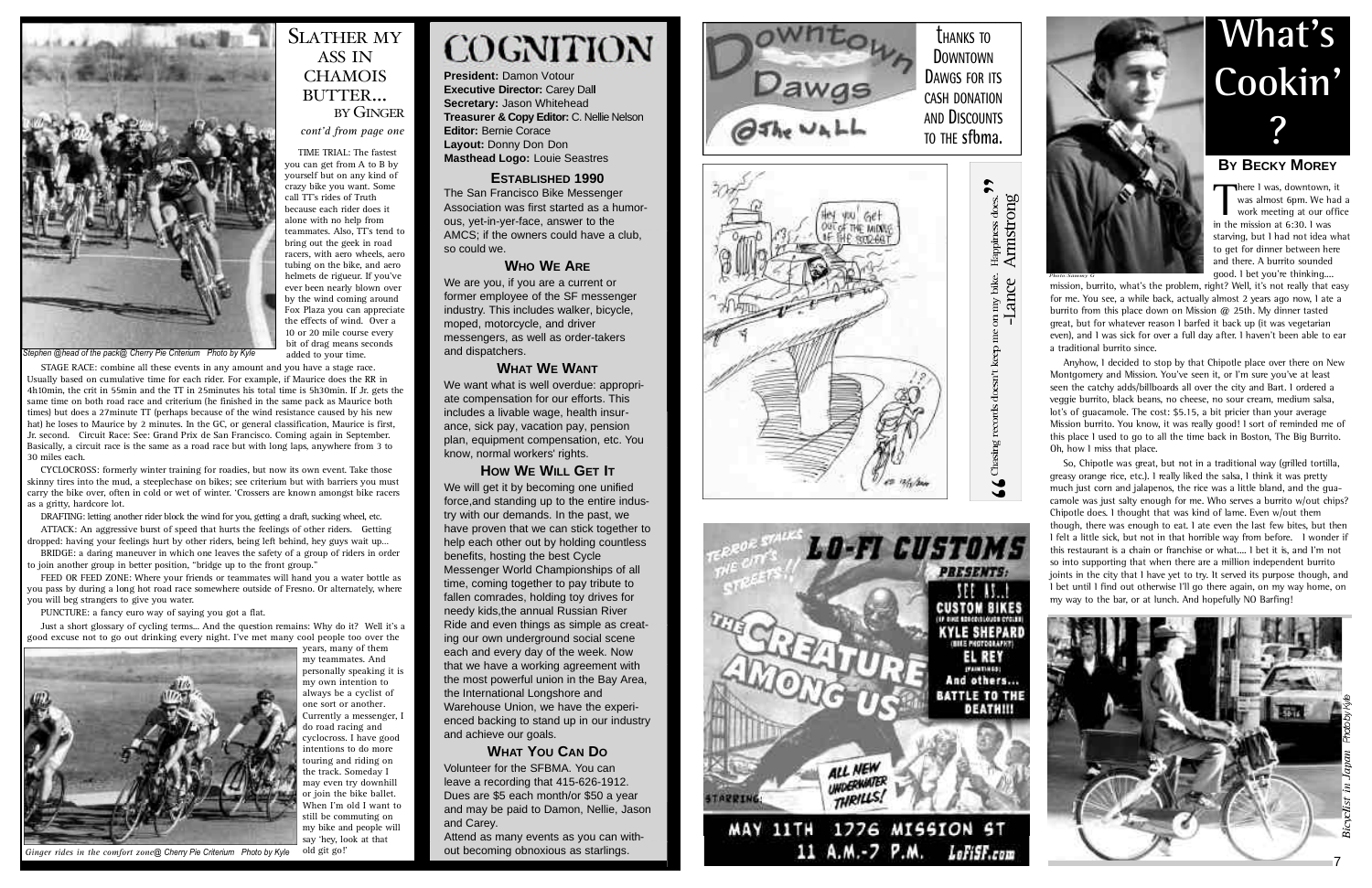## Slather my ass in chamois butter... by Ginger

*cont'd from page one*

*Stephen @head of the pack@ Cherry Pie Criterium Photo by Kyle*

TIME TRIAL: The fastest you can get from A to B by yourself but on any kind of crazy bike you want. Some call TT's rides of Truth because each rider does it alone with no help from teammates. Also, TT's tend to bring out the geek in road racers, with aero wheels, aero tubing on the bike, and aero helmets de rigueur. If you've ever been nearly blown over by the wind coming around Fox Plaza you can appreciate the effects of wind. Over a 10 or 20 mile course every bit of drag means seconds added to your time.

STAGE RACE: combine all these events in any amount and you have a stage race. Usually based on cumulative time for each rider. For example, if Maurice does the RR in 4h10min, the crit in 55min and the TT in 25minutes his total time is 5h30min. If Jr. gets the same time on both road race and criterium (he finished in the same pack as Maurice both times) but does a 27minute TT (perhaps because of the wind resistance caused by his new hat) he loses to Maurice by 2 minutes. In the GC, or general classification, Maurice is first, Jr. second. Circuit Race: See: Grand Prix de San Francisco. Coming again in September. Basically, a circuit race is the same as a road race but with long laps, anywhere from 3 to 30 miles each.

CYCLOCROSS: formerly winter training for roadies, but now its own event. Take those skinny tires into the mud, a steeplechase on bikes; see criterium but with barriers you must carry the bike over, often in cold or wet of winter. 'Crossers are known amongst bike racers as a gritty, hardcore lot.

DRAFTING: letting another rider block the wind for you, getting a draft, sucking wheel, etc.

ATTACK: An aggressive burst of speed that hurts the feelings of other riders. Getting dropped: having your feelings hurt by other riders, being left behind, hey guys wait up...

BRIDGE: a daring maneuver in which one leaves the safety of a group of riders in order to join another group in better position, "bridge up to the front group."

FEED OR FEED ZONE: Where your friends or teammates will hand you a water bottle as you pass by during a long hot road race somewhere outside of Fresno. Or alternately, where you will beg strangers to give you water.

PUNCTURE: a fancy euro way of saying you got a flat.

Just a short glossary of cycling terms... And the question remains: Why do it? Well it's a good excuse not to go out drinking every night. I've met many cool people too over the years, many of them my teammates. And personally speaking it is my own intention to always be a cyclist of one sort or another. Currently a messenger, I do road racing and cyclocross. I have good intentions to do more touring and riding on the track. Someday I may even try downhill or join the bike ballet. When I'm old I want to still be commuting on my bike and people will say 'hey, look at that old git go!'

*Ginger rides in the comfort zone@ Cherry Pie Criterium Photo by Kyle*

# COGNITION

**President:** Damon Votour
**Executive Director:** Carey Dall
**Secretary:** Jason Whitehead
**Treasurer & Copy Editor:** C. Nellie Nelson
**Editor:** Bernie Corace
**Layout:** Donny Don Don
**Masthead Logo:** Louie Seastres

### Established 1990

The San Francisco Bike Messenger Association was first started as a humorous, yet-in-yer-face, answer to the AMCS; if the owners could have a club, so could we.

### Who We Are

We are you, if you are a current or former employee of the SF messenger industry. This includes walker, bicycle, moped, motorcycle, and driver messengers, as well as order-takers and dispatchers.

### What We Want

We want what is well overdue: appropriate compensation for our efforts. This includes a livable wage, health insurance, sick pay, vacation pay, pension plan, equipment compensation, etc. You know, normal workers' rights.

### How We Will Get It

We will get it by becoming one unified force,and standing up to the entire industry with our demands. In the past, we have proven that we can stick together to help each other out by holding countless benefits, hosting the best Cycle Messenger World Championships of all time, coming together to pay tribute to fallen comrades, holding toy drives for needy kids,the annual Russian River Ride and even things as simple as creating our own underground social scene each and every day of the week. Now that we have a working agreement with the most powerful union in the Bay Area, the International Longshore and Warehouse Union, we have the experienced backing to stand up in our industry and achieve our goals.

### What You Can Do

Volunteer for the SFBMA. You can leave a recording that 415-626-1912. Dues are $5 each month/or $50 a year and may be paid to Damon, Nellie, Jason and Carey.
Attend as many events as you can without becoming obnoxious as starlings.

Thanks to Downtown Dawgs for its cash donation and Discounts to the sfbma.

"Chasing records doesn't keep me on my bike. Happiness does."
-Lance Armstrong

# What's Cookin'?

### By Becky Morey

*Photo: Sammy G*

There I was, downtown, it was almost 6pm. We had a work meeting at our office in the mission at 6:30. I was starving, but I had not idea what to get for dinner between here and there. A burrito sounded good. I bet you're thinking.... mission, burrito, what's the problem, right? Well, it's not really that easy for me. You see, a while back, actually almost 2 years ago now, I ate a burrito from this place down on Mission @ 25th. My dinner tasted great, but for whatever reason I barfed it back up (it was vegetarian even), and I was sick for over a full day after. I haven't been able to ear a traditional burrito since.

Anyhow, I decided to stop by that Chipotle place over there on New Montgomery and Mission. You've seen it, or I'm sure you've at least seen the catchy adds/billboards all over the city and Bart. I ordered a veggie burrito, black beans, no cheese, no sour cream, medium salsa, lot's of guacamole. The cost: $5.15, a bit pricier than your average Mission burrito. You know, it was really good! I sort of reminded me of this place I used to go to all the time back in Boston, The Big Burrito. Oh, how I miss that place.

So, Chipotle was great, but not in a traditional way (grilled tortilla, greasy orange rice, etc.). I really liked the salsa, I think it was pretty much just corn and jalapenos, the rice was a little bland, and the guacamole was just salty enough for me. Who serves a burrito w/out chips? Chipotle does. I thought that was kind of lame. Even w/out them though, there was enough to eat. I ate even the last few bites, but then I felt a little sick, but not in that horrible way from before. I wonder if this restaurant is a chain or franchise or what.... I bet it is, and I'm not so into supporting that when there are a million independent burrito joints in the city that I have yet to try. It served its purpose though, and I bet until I find out otherwise I'll go there again, on my way home, on my way to the bar, or at lunch. And hopefully NO Barfing!

*Bicyclist in Japan Photo by Kyle*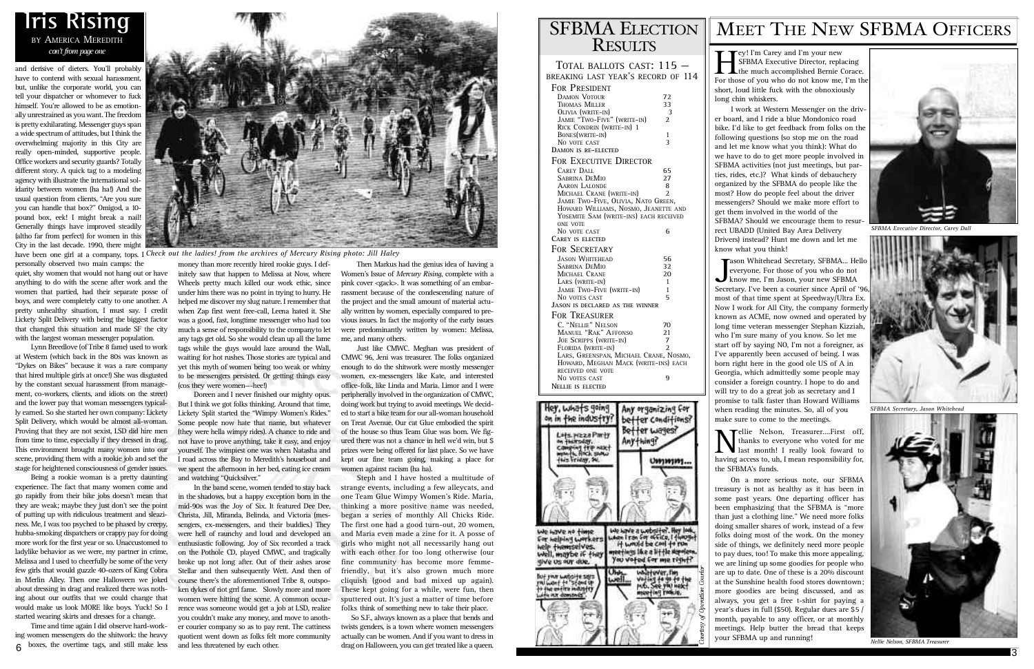# Iris Rising

BY AMERICA MEREDITH

*con't from page one*

and derisive of dieters. You'll probably have to contend with sexual harassment, but, unlike the corporate world, you can tell your dispatcher or whomever to fuck himself. You're allowed to be as emotionally unrestrained as you want. The freedom is pretty exhilarating. Messenger guys span a wide spectrum of attitudes, but I think the overwhelming majority in this City are really open-minded, supportive people. Office workers and security guards? Totally different story. A quick tag to a modeling agency with illustrate the international solidarity between women (ha ha!) And the usual question from clients, "Are you sure you can handle that box?" Omigod, a 10-pound box, eek! I might break a nail! Generally things have improved steadily (altho far from perfect) for women in this City in the last decade. 1990, there might have been one girl at a company, tops. I personally observed two main camps: the quiet, shy women that would not hang out or have anything to do with the scene after work and the women that partied, had their separate posse of boys, and were completely catty to one another. A pretty unhealthy situation, I must say. I credit Lickety Split Delivery with being the biggest factor that changed this situation and made SF the city with the largest woman messenger population.

*Check out the ladies! from the archives of Mercury Rising photo: Jill Haley*

Lynn Breedlove (of Tribe 8 fame) used to work at Western (which back in the 80s was known as "Dykes on Bikes" because it was a rare company that hired multiple girls at once!) She was disgusted by the constant sexual harassment (from management, co-workers, clients, and idiots on the street) and the lower pay that woman messengers typically earned. So she started her own company: Lickety Split Delivery, which would be almost all-woman. Proving that they are not sexist, LSD did hire men from time to time, especially if they dressed in drag. This environment brought many women into our scene, providing them with a rookie job and set the stage for heightened consciousness of gender issues.

Being a rookie woman is a pretty daunting experience. The fact that many women come and go rapidly from their bike jobs doesn't mean that they are weak; maybe they just don't see the point of putting up with ridiculous treatment and sleaziness. Me, I was too psyched to be phased by creepy, hubba-smoking dispatchers or crappy pay for doing more work for the first year or so. Unaccustomed to ladylike behavior as we were, my partner in crime, Melissa and I used to cheerfully be some of the very few girls that would guzzle 40-ozers of King Cobra in Merlin Alley. Then one Halloween we joked about dressing in drag and realized there was nothing about our outfits that we could change that would make us look MORE like boys. Yuck! So I started wearing skirts and dresses for a change.

Time and time again I did observe hard-working women messengers do the shitwork: the heavy boxes, the overtime tags, and still make less money than more recently hired rookie guys. I definitely saw that happen to Melissa at Now, where Wheels pretty much killed our work ethic, since under him there was no point in trying to hurry. He helped me discover my slug nature. I remember that when Zap first went free-call, Leena hated it. She was a good, fast, longtime messenger who had too much a sense of responsibility to the company to let any tags get old. So she would clean up all the lame tags while the guys would laze around the Wall, waiting for hot rushes. Those stories are typical and yet this myth of women being too weak or whiny to be messengers persisted. Or getting things easy (cos they were women—hee!)

Doreen and I never finished our mighty opus. But I think we got folks thinking. Around that time, Lickety Split started the "Wimpy Women's Rides." Some people now hate that name, but whatever (they were hella wimpy rides). A chance to ride and not have to prove anything, take it easy, and enjoy yourself. The wimpiest one was when Natasha and I road across the Bay to Meredith's houseboat and we spent the afternoon in her bed, eating ice cream and watching "Quicksilver."

In the band scene, women tended to stay back in the shadows, but a happy exception born in the mid-90s was the Joy of Six. It featured Dee Dee, Christa, Jill, Miranda, Belinda, and Victoria (messengers, ex-messengers, and their buddies.) They were hell of raunchy and loud and developed an enthusiastic following. Joy of Six recorded a track on the Pothole CD, played CMWC, and tragically broke up not long after. Out of their ashes arose Stellar and then subsequently Wett. And then of course there's the aforementioned Tribe 8, outspoken dykes of riot grrl fame. Slowly more and more women were hitting the scene. A common occurrence was someone would get a job at LSD, realize you couldn't make any money, and move to another courier company so as to pay rent. The cattiness quotient went down as folks felt more community and less threatened by each other.

Then Markus had the genius idea of having a Women's Issue of *Mercury Rising*, complete with a pink cover <gack>. It was something of an embarrassment because of the condescending nature of the project and the small amount of material actually written by women, especially compared to previous issues. In fact the majority of the early issues were predominantly written by women: Melissa, me, and many others.

Just like CMWC. Meghan was president of CMWC 96, Jeni was treasurer. The folks organized enough to do the shitwork were mostly messenger women, ex-messengers like Kate, and interested office-folk, like Linda and Maria. Limor and I were peripherally involved in the organization of CMWC, doing work but trying to avoid meetings. We decided to start a bike team for our all-woman household on Treat Avenue. Our cat Glue embodied the spirit of the house so thus Team Glue was born. We figured there was not a chance in hell we'd win, but $ prizes were being offered for last place. So we have kept our fine team going, making a place for women against racism (ha ha).

Steph and I have hosted a multitude of strange events, including a few alleycats, and one Team Glue Wimpy Women's Ride. Maria, thinking a more positive name was needed, began a series of monthly All Chicks Ride. The first one had a good turn-out, 20 women, and Maria even made a zine for it. A posse of girls who might not all necessarily hang out with each other for too long otherwise (our fine community has become more femme-friendly, but it's also grown much more cliquish (good and bad mixed up again). These kept going for a while, were fun, then sputtered out. It's just a matter of time before folks think of something new to take their place.

So S.F., always known as a place that bends and twists genders, is a town where women messengers actually can be women. And if you want to dress in drag on Halloween, you can get treated like a queen.

# SFBMA Election Results

TOTAL BALLOTS CAST: 115 — BREAKING LAST YEAR'S RECORD OF 114

**FOR PRESIDENT**

| | |
|---|---|
| Damon Votour | 72 |
| Thomas Miller | 33 |
| Olivia (write-in) | 3 |
| Jamie "Two-Five" (write-in) | 2 |
| Rick Condrin (write-in) | 1 |
| Bones(write-in) | 1 |
| No vote cast | 3 |

DAMON IS RE-ELECTED

**FOR EXECUTIVE DIRECTOR**

| | |
|---|---|
| Carey Dall | 65 |
| Sabrina DeMio | 27 |
| Aaron Lalonde | 8 |
| Michael Crane (write-in) | 2 |
| Jamie Two-Five, Olivia, Nato Green, Howard Williams, Nosmo, Jeanette and Yosemite Sam (write-ins) each received one vote | |
| No vote cast | 6 |

CAREY IS ELECTED

**FOR SECRETARY**

| | |
|---|---|
| Jason Whitehead | 56 |
| Sabrina DeMio | 32 |
| Michael Crane | 20 |
| Lars (write-in) | 1 |
| Jamie Two-Five (write-in) | 1 |
| No votes cast | 5 |

JASON IS DECLARED AS THE WINNER

**FOR TREASURER**

| | |
|---|---|
| C. "Nellie" Nelson | 70 |
| Manuel "Rak" Affonso | 21 |
| Joe Scripps (write-in) | 7 |
| Florida (write-in) | 2 |
| Lars, Greenspan, Michael Crane, Nosmo, Howard, Meghan Mack (write-ins) each received one vote | |
| No votes cast | 9 |

NELLIE IS ELECTED

*Courtesy of Operation Courier*

# Meet The New SFBMA Officers

Hey! I'm Carey and I'm your new SFBMA Executive Director, replacing the much accomplished Bernie Corace. For those of you who do not know me, I'm the short, loud little fuck with the obnoxiously long chin whiskers.

I work at Western Messenger on the driver board, and I ride a blue Mondonico road bike. I'd like to get feedback from folks on the following questions (so stop me on the road and let me know what you think): What do we have to do to get more people involved in SFBMA activities (not just meetings, but parties, rides, etc.)? What kinds of debauchery organized by the SFBMA do people like the most? How do people feel about the driver messengers? Should we make more effort to get them involved in the world of the SFBMA? Should we encourage them to resurrect UBADD (United Bay Area Delivery Drivers) instead? Hunt me down and let me know what you think!

*SFBMA Executive Director, Carey Dall*

Jason Whitehead Secretary, SFBMA... Hello everyone. For those of you who do not know me, I'm Jason, your new SFBMA Secretary. I've been a courier since April of '96, most of that time spent at Speedway/Ultra Ex. Now I work for All City, the company formerly known as ACME, now owned and operated by long time veteran messenger Stephan Kizziah, who I'm sure many of you know. So let me start off by saying NO, I'm not a foreigner, as I've apparently been accused of being. I was born right here in the good ole US of A in Georgia, which admittedly some people may consider a foreign country. I hope to do and will try to do a great job as secretary and I promise to talk faster than Howard Williams when reading the minutes. So, all of you make sure to come to the meetings.

*SFBMA Secretary, Jason Whitehead*

Nellie Nelson, Treasurer....First off, thanks to everyone who voted for me last month! I really look forward to having access to, uh, I mean responsibility for, the SFBMA's funds.

On a more serious note, our SFBMA treasury is not as healthy as it has been in some past years. One departing officer has been emphasizing that the SFBMA is "more than just a clothing line." We need more folks doing smaller shares of work, instead of a few folks doing most of the work. On the money side of things, we definitely need more people to pay dues, too! To make this more appealing, we are lining up some goodies for people who are up to date. One of these is a 20% discount at the Sunshine health food stores downtown; more goodies are being discussed, and as always, you get a free t-shirt for paying a year's dues in full ($50). Regular dues are $5 / month, payable to any officer, or at monthly meetings. Help butter the bread that keeps your SFBMA up and running!

*Nellie Nelson, SFBMA Treasurer*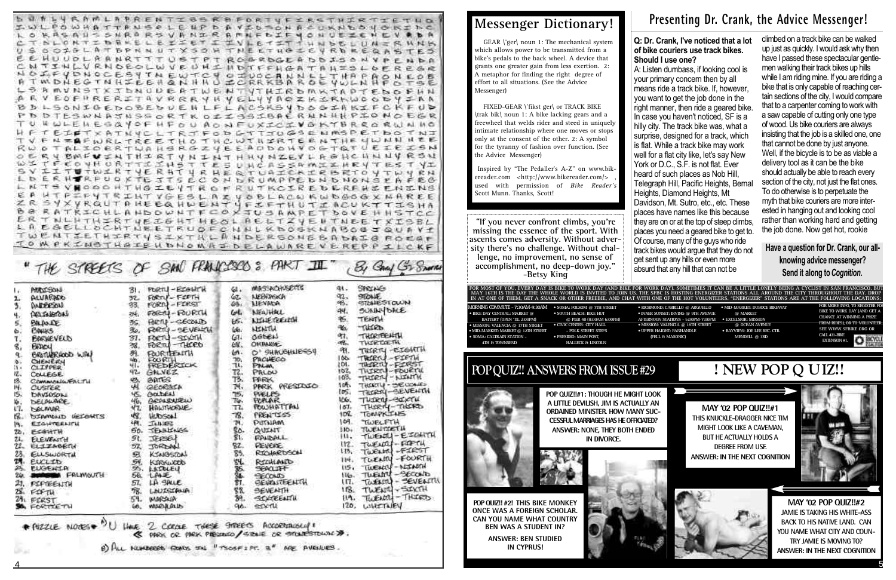```
DUNLYRAMLAPRENTIBSRBFORTYFIRSTTHIRTIETHO
IWLPOWHATTANSOLEUPDAVIDSONACUKNDOYOKIDC
LOKASAHSNRARSVANIRAMNEDIFYONUEZENEVADA
CTSLONTIBRKELBIZETIIVLETITTHNBELUNIRUNK
USOZAGLATBPNNUTXSOHTNEETHGIEYRBREGASTES
EEHUUDLAANRTTTUSTPTROORDGEADDISONVPENDA
CNTENLVRNOSOLWVEUHIMDTFFGHATAHISLOEREGR
NOIFIDNOCCSYTNEWTGTOIUOCANNELTHAPAONEOB
ATMDNEGTNHIEEISGRAHNCEKERNRQTRELNNETWED
LSAMVNSTKIDNUUEATWENTYTHIRDMKTOPTEDOFHN
ARVEOFHRERITAVRGRYHYELYYAOZKISRHWOODYIAN
BDLSONIGEDOBEDUEHLFLACSKSYDOGIAKIFCKFUD
PDDTESWNAJNSSORTKOZISSIBAERNNHHPIONOEGR
TUHWLEHESAYOFHFOUAONFUXICIVGKTBRKORWNHO
HFTEIETXATNYCLTRTFOBCYTIOGSENMSPETDOTNI
TVFNIAFWRLTREETHOTHCWTHIRTEENTHEYUNNHEE
RWOTALIOERTWAHSRGZYEEADDONVOGTQTUEIEISN
OERYBMFVINTHIRTYNINTHHYNZEVLAGHCHNNVRSN
WITFEOYHURTTIIHSTTESUHCASSAMIZHRYTESTYI
SVIITWTWIKTYERATYRHEGTUAICKIRBRTOYTWYRN
LDERHARFUOXTEJTSECONDRUMPPEDNDNONSEAFEG
LNTSVWOOOOHTHGIEYTRGFRUTKCIREDERFHZENINS
EAHTPIFYTRIHTVGESLAZVOBLACWKWDGOGXNAREE
ZRSYXYRGUTAHEEQHWENTYFIFTHUTIACUKTTISHA
BORATRICHLANDOWNTFCOXJUSAMPETDOVEHHSTCC
ERTNLHTHIRTYEIGHTMEOLAELTZYEUTNEETXISBL
LAEGELLOCHTNEETRUOFCHNLKDOSKNABOGIQUAVI
TWENTIETHIRTYSIXTHLANDERSONEBADAIGFOEGF
IOMPKINSTHGIEHDNOMAIDELAWAREVEREPPILCKF
```

## "THE STREETS OF SAN FRANCISCO: PART III" By Guy G. Smart

1. MADISON
2. ALVARADO
3. ANDERSON
4. ARLINGTON
5. BALANCE
6. BANKS
7. BARNEVELD
8. BRADY
9. BROTHERHOOD WAY
10. CHENERY
11. CLIPPER
12. COLLEGE
13. COMMONWEALTH
14. CUSTER
15. DAVIDSON
16. DELAWARE
17. DELMAR
18. DIAMOND HEIGHTS
19. EIGHTEENTH
20. EIGHTH
21. ELEVENTH
22. ELIZABETH
23. ELLSWORTH
24. EUCLID
25. EUGENIA
26. FALMOUTH
27. FIFTEENTH
28. FIFTH
29. FIRST
30. FORTIETH
31. FORTY-EIGHTH
32. FORTY-FIFTH
33. FORTY-FIRST
34. FORTY-FOURTH
35. FORTY-SECOND
36. FORTY-SEVENTH
37. FORTY-SIXTH
38. FORTY-THIRD
39. FOURTEENTH
40. FOURTH
41. FREDERICK
42. GALVEZ
43. GATES
44. GEORGIA
45. GOLDEN
46. GRANDVIEW
47. HAWTHORNE
48. HUDSON
49. INNES
50. JENNINGS
51. JERSEY
52. JORDAN
53. KINGSTON
54. KIRKWOOD
55. LAIDLEY
56. LANE
57. LA SALLE
58. LOUISIANA
59. MARSILY
60. MARYLAND
61. MASSACHUSETTS
62. NEBRASKA
63. NEVADA
64. NEWHALL
65. NINETEENTH
66. NINTH
67. OGDEN
68. ORANGE
69. O' SHAUGHNESSY
70. PACHECO
71. PALMA
72. PALOU
73. PARK
74. PARK PRESIDIO
75. PHELPS
76. POPLAR
77. POWHATTAN
78. PRENTISS
79. PUTNAM
80. QUINT
81. RANDALL
82. REVERE
83. RICHARDSON
84. RICHLAND
85. SEACLIFF
86. SECOND
87. SEVENTEENTH
88. SEVENTH
89. SIXTEENTH
90. SIXTH
91. SPRING
92. STONE
93. STONESTOWN
94. SUNNYDALE
95. TENTH
96. THIRD
97. THIRTEENTH
98. THIRTIETH
99. THIRTY-EIGHTH
100. THIRTY-FIFTH
101. THIRTY-FIRST
102. THIRTY-FOURTH
103. THIRTY-NINTH
104. THIRTY-SECOND
105. THIRTY-SEVENTH
106. THIRTY-SIXTH
107. THIRTY-THIRD
108. TOMPKINS
109. TWELFTH
110. TWENTIETH
111. TWENTY-EIGHTH
112. TWENTY-FIFTH
113. TWENTY-FIRST
114. TWENTY-FOURTH
115. TWENTY-NINTH
116. TWENTY-SECOND
117. TWENTY-SEVENTH
118. TWENTY-SIXTH
119. TWENTY-THIRD
120. WHITNEY

*PUZZLE NOTES* A) U HAVE 2 CIRCLE THESE STREETS ACCORDINGLY: « PARK OR PARK PRESIDIO / STONE OR STONESTOWN ».

B) ALL NUMBERED ROADS IN "TSOSF: PT. 3" ARE AVENUES.

# Messenger Dictionary!

GEAR \'ger\ noun 1: The mechanical system which allows power to be transmitted from a bike's pedals to the back wheel. A device that grants one greater gain from less exertion. 2: A metaphor for finding the right degree of effort to all situations. (See the Advice Messenger)

FIXED-GEAR \'fikst ger\ or TRACK BIKE \trak bik\ noun 1: A bike lacking gears and a freewheel that welds rider and steed in uniquely intimate relationship where one moves or stops only at the consent of the other. 2: A symbol for the tyranny of fashion over function. (See the Advice Messenger)

Inspired by "The Pedaller's A-Z" on www.bikereader.com <http://www.bikereader.com/> , used with permission of *Bike Reader's* Scott Munn. Thanks, Scott!

> "If you never confront climbs, you're missing the essence of the sport. With ascents comes adversity. Without adversity there's no challenge. Without challenge, no improvement, no sense of accomplishment, no deep-down joy."
> -Betsy King

# Presenting Dr. Crank, the Advice Messenger!

**Q: Dr. Crank, I've noticed that a lot of bike couriers use track bikes. Should I use one?**

A: Listen dumbass, if looking cool is your primary concern then by all means ride a track bike. If, however, you want to get the job done in the right manner, then ride a geared bike. In case you haven't noticed, SF is a hilly city. The track bike was, what a surprise, designed for a track, which is flat. While a track bike may work well for a flat city like, let's say New York or D.C., S.F. is not flat. Ever heard of such places as Nob Hill, Telegraph Hill, Pacific Heights, Bernal Heights, Diamond Heights, Mt Davidson, Mt. Sutro, etc., etc. These places have names like this because they are on or at the top of steep climbs, places you need a geared bike to get to. Of course, many of the guys who ride track bikes would argue that they do not get sent up any hills or even more absurd that any hill that can not be climbed on a track bike can be walked up just as quickly. I would ask why then have I passed these spectacular gentlemen walking their track bikes up hills while I am riding mine. If you are riding a bike that is only capable of reaching certain sections of the city, I would compare that to a carpenter coming to work with a saw capable of cutting only one type of wood. Us bike couriers are always insisting that the job is a skilled one, one that cannot be done by just anyone. Well, if the bicycle is to be as viable a delivery tool as it can be the bike should actually be able to reach every section of the city, not just the flat ones. To do otherwise is to perpetuate the myth that bike couriers are more interested in hanging out and looking cool rather than working hard and getting the job done. Now get hot, rookie

**Have a question for Dr. Crank, our all-knowing advice messenger? Send it along to *Cognition.***

FOR MOST OF YOU, EVERY DAY IS BIKE TO WORK DAY (AND BIKE FOR WORK DAY). SOMETIMES IT CAN BE A LITTLE LONELY BEING A CYCLIST IN SAN FRANCISCO, BUT MAY 16TH IS THE DAY THE WHOLE WORLD IS INVITED TO JOIN US. THE SFBC IS HOSTING ENERGIZER STATIONS ALL AROUND THE CITY THROUGHOUT THE DAY. DROP IN AT ONE OF THEM, GET A SNACK OR OTHER FREEBIE, AND CHAT WITH ONE OF THE HOT VOLUNTEERS. "ENERGIZER" STATIONS ARE AT THE FOLLOWING LOCATIONS:

MORNING COMMUTE - 7:30AM-9:30AM
- BIKE DAY CENTRAL: MARKET @ BATTERY (OPEN 'TIL 2:00PM)
- MISSION: VALENCIA @ 17TH STREET
- MID-MARKET: MARKET @ 12TH STREET
- SOMA: CALTRAIN STATION - 4TH & TOWNSEND
- SOMA: FOLSOM @ 7TH STREET
- SOUTH BEACH: BIKE HUT @ PIER 40 (8:00AM-6:00PM)
- CIVIC CENTER: CITY HALL - POLK STREET STEPS
- PRESIDIO: MAIN POST, HALLECK & LINCOLN
- RICHMOND: CABRILLO @ ARGUELLO
- INNER SUNSET: IRVING @ 9TH AVENUE

AFTERNOON STATIONS - 5:00PM-7:00PM
- MISSION: VALENCIA @ 18TH STREET
- UPPER HAIGHT: PANHANDLE (FELL & MASONIC)
- MID-MARKET: DUBOCE BIKEWAY @ MARKET
- EXCELSIOR: MISSION @ OCEAN AVENUE
- BAYVIEW: JOE LEE REC. CTR. MENDELL @ 3RD

FOR MORE INFO, TO REGISTER FOR BIKE TO WORK DAY (AND GET A CHANCE AT WINNING A PRIZE FROM RIDES), OR TO VOLUNTEER, SEE WWW.SFBIKE.ORG OR CALL 431-BIKE EXTENSION #1.

## POP QUIZ!! ANSWERS FROM ISSUE #29

**POP QUIZ!!#1: THOUGH HE MIGHT LOOK A LITTLE DEVILISH, JIM IS ACTUALLY AN ORDAINED MINISTER. HOW MANY SUCCESSFUL MARRIAGES HAS HE OFFICIATED?**
**ANSWER: NONE, THEY BOTH ENDED IN DIVORCE.**

**POP QUIZ!! #2! THIS BIKE MONKEY ONCE WAS A FOREIGN SCHOLAR. CAN YOU NAME WHAT COUNTRY BEN WAS A STUDENT IN?**
**ANSWER: BEN STUDIED IN CYPRUS!**

## ! NEW POP QUIZ!!

**MAY '02 POP QUIZ!!#1**
THIS KNUCKLE-DRAGGER NICE TIM MIGHT LOOK LIKE A CAVEMAN, BUT HE ACTUALLY HOLDS A DEGREE FROM USF.
**ANSWER: IN THE NEXT COGNITION**

**MAY '02 POP QUIZ!!#2**
JAMIE IS TAKING HIS WHITE-ASS BACK TO HIS NATIVE LAND. CAN YOU NAME WHAT CITY AND COUNTRY JAMIE IS MOVING TO?
**ANSWER: IN THE NEXT COGNITION**